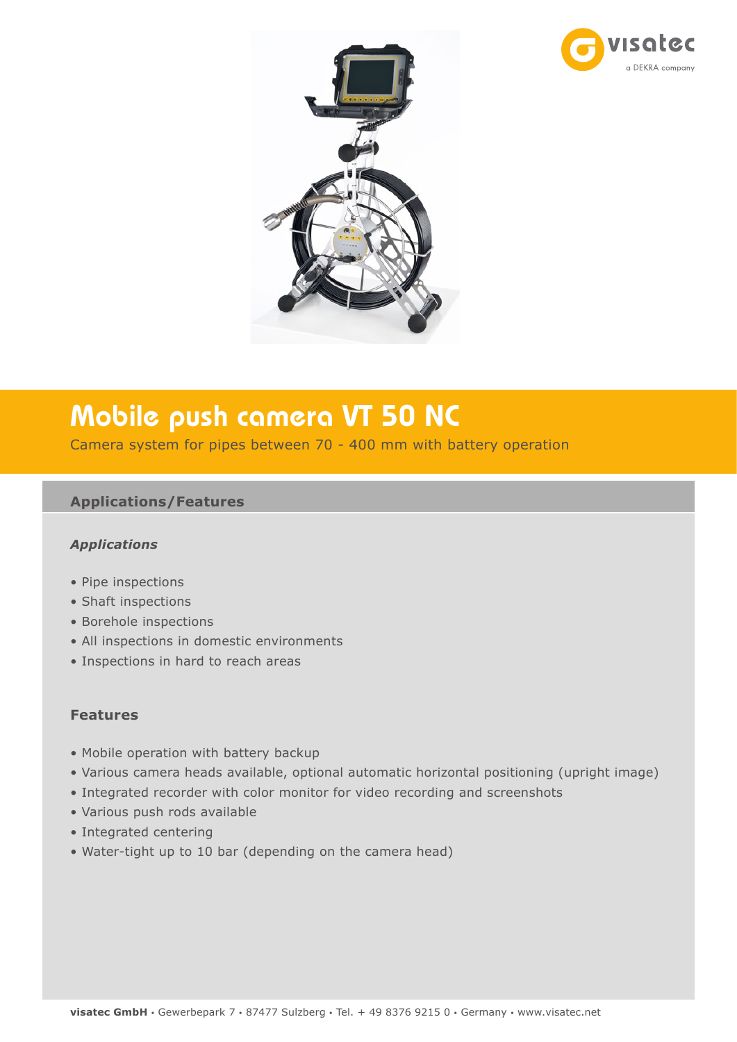# Mobile push camera VT 50 NC

Camera system for pipes between 70 - 400 mm with battery operation

## Applications/Features

### *Applications*

- Pipe inspections
- Shaft inspections
- Borehole inspections
- All inspections in domestic environments
- Inspections in hard to reach areas

### Features

- Mobile operation with battery backup
- Various camera heads available, optional automatic horizontal positioning (upright image)
- Integrated recorder with color monitor for video recording and screenshots
- Various push rods available
- Integrated centering
- Water-tight up to 10 bar (depending on the camera head)

**visatec GmbH** • Gewerbepark 7 • 87477 Sulzberg • Tel. + 49 8376 9215 0 • Germany • www.visatec.net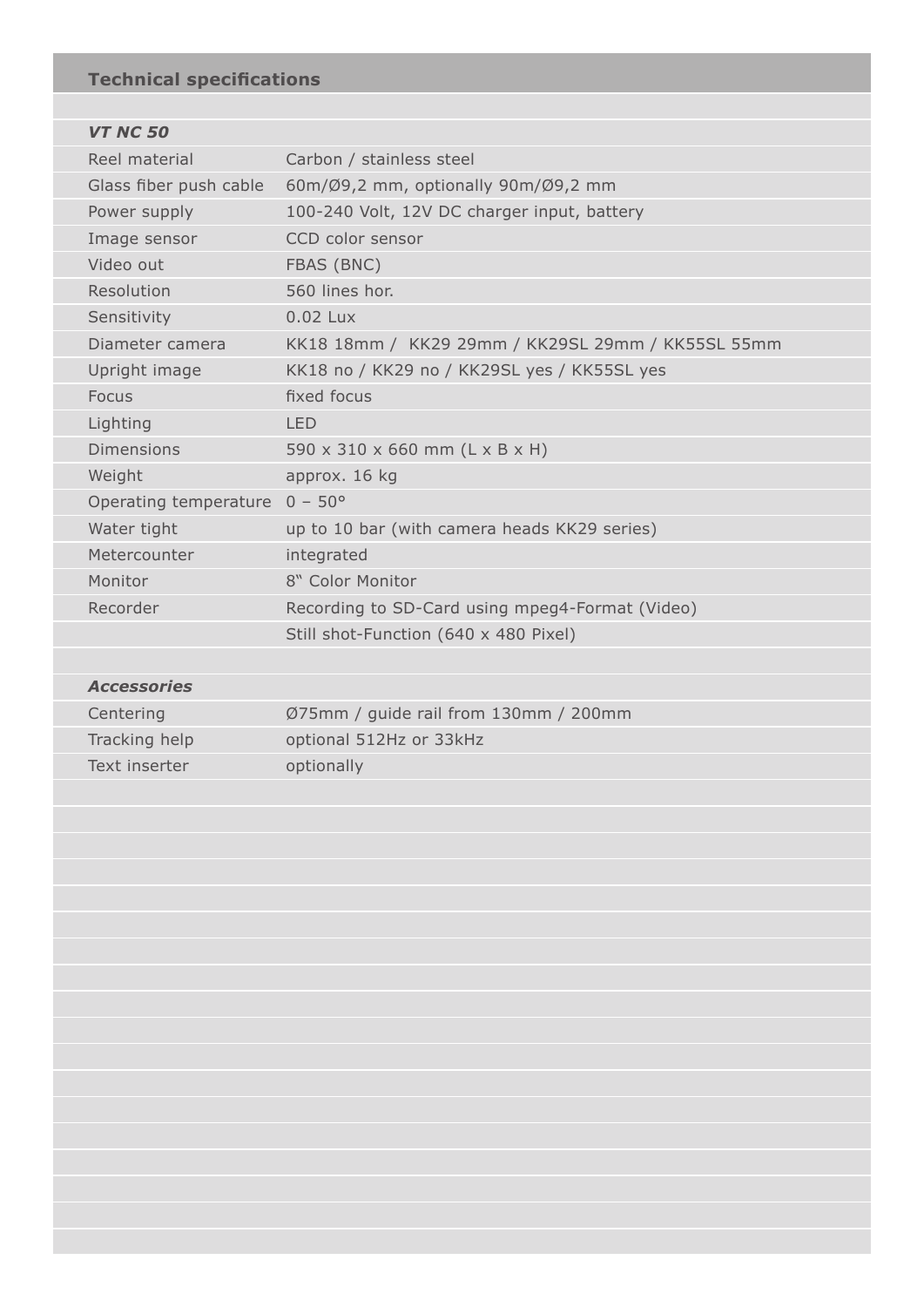## Technical specifications

| | |
|---|---|
| ***VT NC 50*** | |
| Reel material | Carbon / stainless steel |
| Glass fiber push cable | 60m/Ø9,2 mm, optionally 90m/Ø9,2 mm |
| Power supply | 100-240 Volt, 12V DC charger input, battery |
| Image sensor | CCD color sensor |
| Video out | FBAS (BNC) |
| Resolution | 560 lines hor. |
| Sensitivity | 0.02 Lux |
| Diameter camera | KK18 18mm / KK29 29mm / KK29SL 29mm / KK55SL 55mm |
| Upright image | KK18 no / KK29 no / KK29SL yes / KK55SL yes |
| Focus | fixed focus |
| Lighting | LED |
| Dimensions | 590 x 310 x 660 mm (L x B x H) |
| Weight | approx. 16 kg |
| Operating temperature | 0 – 50° |
| Water tight | up to 10 bar (with camera heads KK29 series) |
| Metercounter | integrated |
| Monitor | 8" Color Monitor |
| Recorder | Recording to SD-Card using mpeg4-Format (Video) |
| | Still shot-Function (640 x 480 Pixel) |
| | |
| ***Accessories*** | |
| Centering | Ø75mm / guide rail from 130mm / 200mm |
| Tracking help | optional 512Hz or 33kHz |
| Text inserter | optionally |